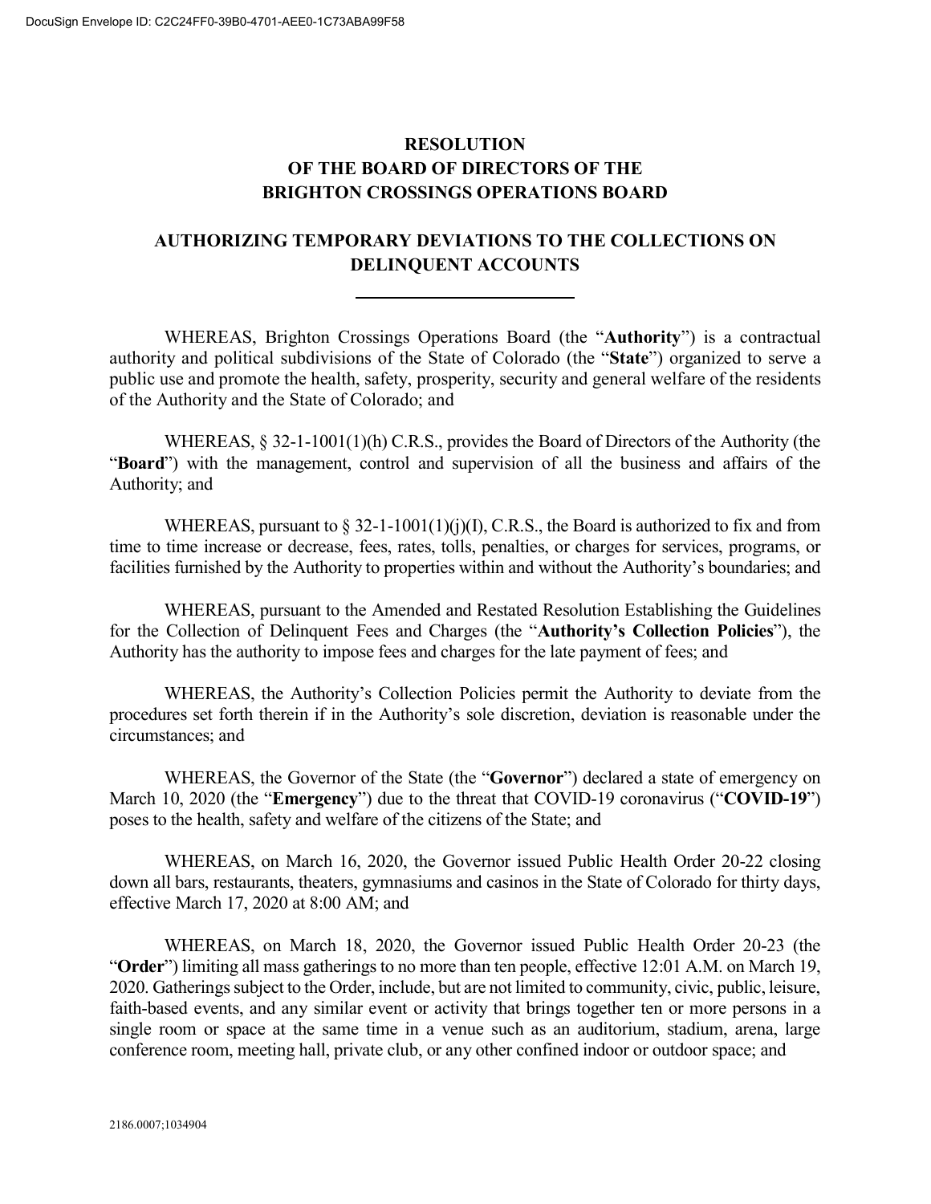# RESOLUTION
# OF THE BOARD OF DIRECTORS OF THE
# BRIGHTON CROSSINGS OPERATIONS BOARD

## AUTHORIZING TEMPORARY DEVIATIONS TO THE COLLECTIONS ON DELINQUENT ACCOUNTS

WHEREAS, Brighton Crossings Operations Board (the "**Authority**") is a contractual authority and political subdivisions of the State of Colorado (the "**State**") organized to serve a public use and promote the health, safety, prosperity, security and general welfare of the residents of the Authority and the State of Colorado; and

WHEREAS, § 32-1-1001(1)(h) C.R.S., provides the Board of Directors of the Authority (the "**Board**") with the management, control and supervision of all the business and affairs of the Authority; and

WHEREAS, pursuant to § 32-1-1001(1)(j)(I), C.R.S., the Board is authorized to fix and from time to time increase or decrease, fees, rates, tolls, penalties, or charges for services, programs, or facilities furnished by the Authority to properties within and without the Authority's boundaries; and

WHEREAS, pursuant to the Amended and Restated Resolution Establishing the Guidelines for the Collection of Delinquent Fees and Charges (the "**Authority's Collection Policies**"), the Authority has the authority to impose fees and charges for the late payment of fees; and

WHEREAS, the Authority's Collection Policies permit the Authority to deviate from the procedures set forth therein if in the Authority's sole discretion, deviation is reasonable under the circumstances; and

WHEREAS, the Governor of the State (the "**Governor**") declared a state of emergency on March 10, 2020 (the "**Emergency**") due to the threat that COVID-19 coronavirus ("**COVID-19**") poses to the health, safety and welfare of the citizens of the State; and

WHEREAS, on March 16, 2020, the Governor issued Public Health Order 20-22 closing down all bars, restaurants, theaters, gymnasiums and casinos in the State of Colorado for thirty days, effective March 17, 2020 at 8:00 AM; and

WHEREAS, on March 18, 2020, the Governor issued Public Health Order 20-23 (the "**Order**") limiting all mass gatherings to no more than ten people, effective 12:01 A.M. on March 19, 2020. Gatherings subject to the Order, include, but are not limited to community, civic, public, leisure, faith-based events, and any similar event or activity that brings together ten or more persons in a single room or space at the same time in a venue such as an auditorium, stadium, arena, large conference room, meeting hall, private club, or any other confined indoor or outdoor space; and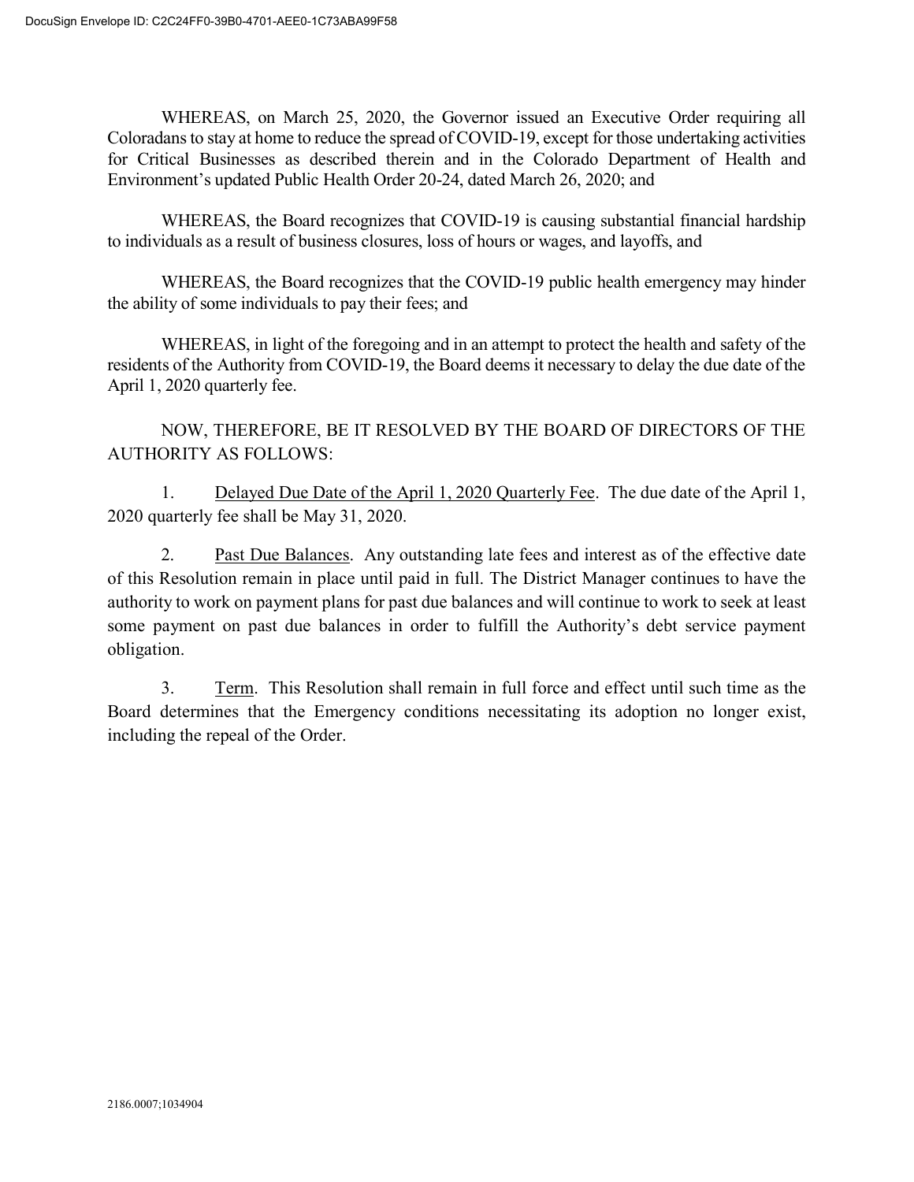WHEREAS, on March 25, 2020, the Governor issued an Executive Order requiring all Coloradans to stay at home to reduce the spread of COVID-19, except for those undertaking activities for Critical Businesses as described therein and in the Colorado Department of Health and Environment's updated Public Health Order 20-24, dated March 26, 2020; and

WHEREAS, the Board recognizes that COVID-19 is causing substantial financial hardship to individuals as a result of business closures, loss of hours or wages, and layoffs, and

WHEREAS, the Board recognizes that the COVID-19 public health emergency may hinder the ability of some individuals to pay their fees; and

WHEREAS, in light of the foregoing and in an attempt to protect the health and safety of the residents of the Authority from COVID-19, the Board deems it necessary to delay the due date of the April 1, 2020 quarterly fee.

NOW, THEREFORE, BE IT RESOLVED BY THE BOARD OF DIRECTORS OF THE AUTHORITY AS FOLLOWS:

1. Delayed Due Date of the April 1, 2020 Quarterly Fee. The due date of the April 1, 2020 quarterly fee shall be May 31, 2020.

2. Past Due Balances. Any outstanding late fees and interest as of the effective date of this Resolution remain in place until paid in full. The District Manager continues to have the authority to work on payment plans for past due balances and will continue to work to seek at least some payment on past due balances in order to fulfill the Authority's debt service payment obligation.

3. Term. This Resolution shall remain in full force and effect until such time as the Board determines that the Emergency conditions necessitating its adoption no longer exist, including the repeal of the Order.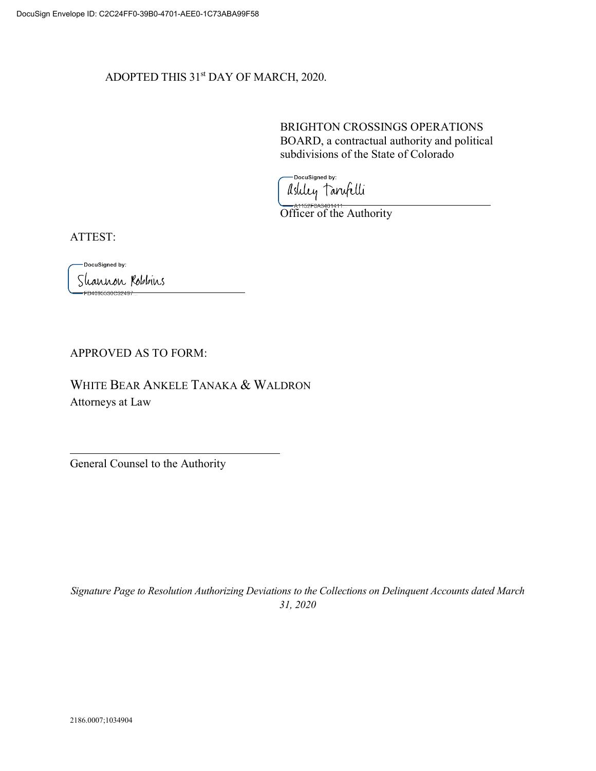ADOPTED THIS 31st DAY OF MARCH, 2020.

BRIGHTON CROSSINGS OPERATIONS BOARD, a contractual authority and political subdivisions of the State of Colorado

DocuSigned by:
Ashley Tarufelli
A1152F0A3401411...

Officer of the Authority

ATTEST:

DocuSigned by:
Shannon Robbins
FD4895550C32497...

APPROVED AS TO FORM:

WHITE BEAR ANKELE TANAKA & WALDRON
Attorneys at Law

\_\_\_\_\_\_\_\_\_\_\_\_\_\_\_\_\_\_\_\_\_\_\_\_\_\_\_\_\_\_\_\_\_\_\_\_

General Counsel to the Authority

*Signature Page to Resolution Authorizing Deviations to the Collections on Delinquent Accounts dated March 31, 2020*

2186.0007;1034904